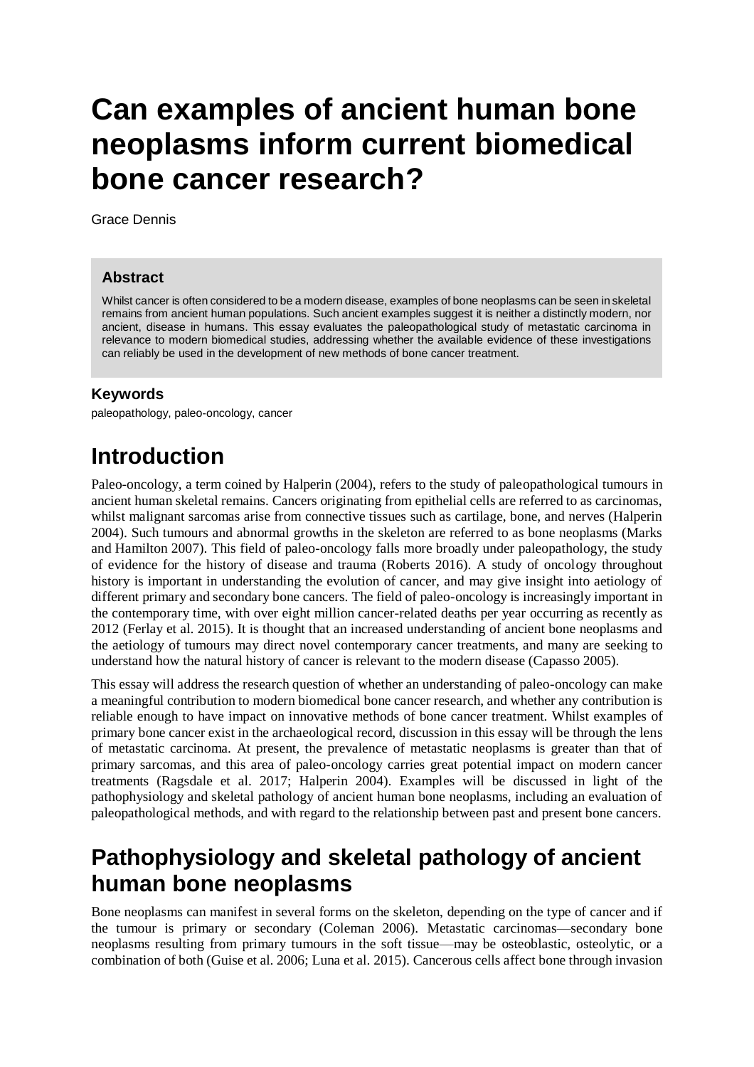# Can examples of ancient human bone neoplasms inform current biomedical bone cancer research?

Grace Dennis

### Abstract

Whilst cancer is often considered to be a modern disease, examples of bone neoplasms can be seen in skeletal remains from ancient human populations. Such ancient examples suggest it is neither a distinctly modern, nor ancient, disease in humans. This essay evaluates the paleopathological study of metastatic carcinoma in relevance to modern biomedical studies, addressing whether the available evidence of these investigations can reliably be used in the development of new methods of bone cancer treatment.

### Keywords

paleopathology, paleo-oncology, cancer

## Introduction

Paleo-oncology, a term coined by Halperin (2004), refers to the study of paleopathological tumours in ancient human skeletal remains. Cancers originating from epithelial cells are referred to as carcinomas, whilst malignant sarcomas arise from connective tissues such as cartilage, bone, and nerves (Halperin 2004). Such tumours and abnormal growths in the skeleton are referred to as bone neoplasms (Marks and Hamilton 2007). This field of paleo-oncology falls more broadly under paleopathology, the study of evidence for the history of disease and trauma (Roberts 2016). A study of oncology throughout history is important in understanding the evolution of cancer, and may give insight into aetiology of different primary and secondary bone cancers. The field of paleo-oncology is increasingly important in the contemporary time, with over eight million cancer-related deaths per year occurring as recently as 2012 (Ferlay et al. 2015). It is thought that an increased understanding of ancient bone neoplasms and the aetiology of tumours may direct novel contemporary cancer treatments, and many are seeking to understand how the natural history of cancer is relevant to the modern disease (Capasso 2005).

This essay will address the research question of whether an understanding of paleo-oncology can make a meaningful contribution to modern biomedical bone cancer research, and whether any contribution is reliable enough to have impact on innovative methods of bone cancer treatment. Whilst examples of primary bone cancer exist in the archaeological record, discussion in this essay will be through the lens of metastatic carcinoma. At present, the prevalence of metastatic neoplasms is greater than that of primary sarcomas, and this area of paleo-oncology carries great potential impact on modern cancer treatments (Ragsdale et al. 2017; Halperin 2004). Examples will be discussed in light of the pathophysiology and skeletal pathology of ancient human bone neoplasms, including an evaluation of paleopathological methods, and with regard to the relationship between past and present bone cancers.

## Pathophysiology and skeletal pathology of ancient human bone neoplasms

Bone neoplasms can manifest in several forms on the skeleton, depending on the type of cancer and if the tumour is primary or secondary (Coleman 2006). Metastatic carcinomas—secondary bone neoplasms resulting from primary tumours in the soft tissue—may be osteoblastic, osteolytic, or a combination of both (Guise et al. 2006; Luna et al. 2015). Cancerous cells affect bone through invasion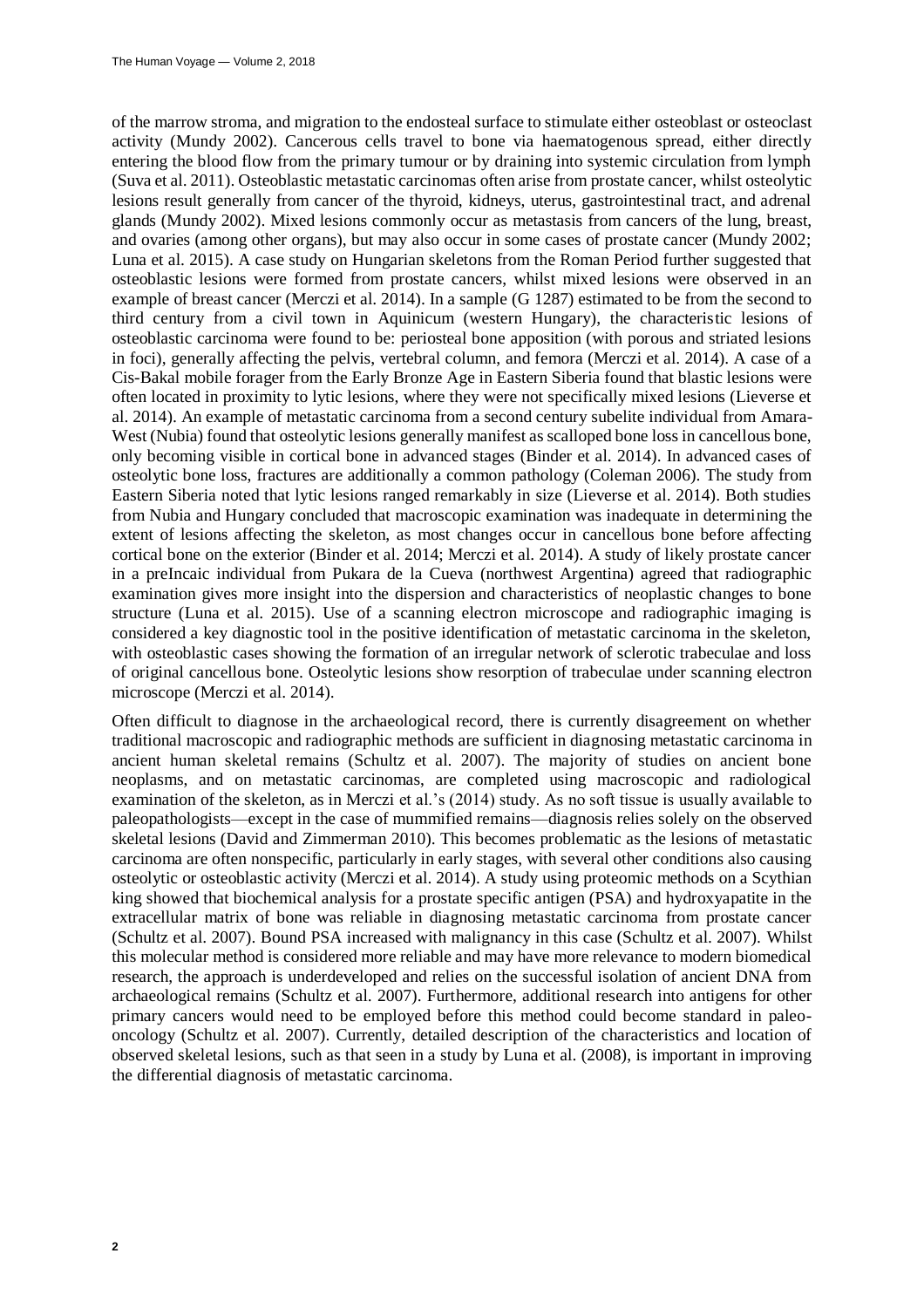of the marrow stroma, and migration to the endosteal surface to stimulate either osteoblast or osteoclast activity (Mundy 2002). Cancerous cells travel to bone via haematogenous spread, either directly entering the blood flow from the primary tumour or by draining into systemic circulation from lymph (Suva et al. 2011). Osteoblastic metastatic carcinomas often arise from prostate cancer, whilst osteolytic lesions result generally from cancer of the thyroid, kidneys, uterus, gastrointestinal tract, and adrenal glands (Mundy 2002). Mixed lesions commonly occur as metastasis from cancers of the lung, breast, and ovaries (among other organs), but may also occur in some cases of prostate cancer (Mundy 2002; Luna et al. 2015). A case study on Hungarian skeletons from the Roman Period further suggested that osteoblastic lesions were formed from prostate cancers, whilst mixed lesions were observed in an example of breast cancer (Merczi et al. 2014). In a sample (G 1287) estimated to be from the second to third century from a civil town in Aquinicum (western Hungary), the characteristic lesions of osteoblastic carcinoma were found to be: periosteal bone apposition (with porous and striated lesions in foci), generally affecting the pelvis, vertebral column, and femora (Merczi et al. 2014). A case of a Cis-Bakal mobile forager from the Early Bronze Age in Eastern Siberia found that blastic lesions were often located in proximity to lytic lesions, where they were not specifically mixed lesions (Lieverse et al. 2014). An example of metastatic carcinoma from a second century subelite individual from Amara-West (Nubia) found that osteolytic lesions generally manifest as scalloped bone loss in cancellous bone, only becoming visible in cortical bone in advanced stages (Binder et al. 2014). In advanced cases of osteolytic bone loss, fractures are additionally a common pathology (Coleman 2006). The study from Eastern Siberia noted that lytic lesions ranged remarkably in size (Lieverse et al. 2014). Both studies from Nubia and Hungary concluded that macroscopic examination was inadequate in determining the extent of lesions affecting the skeleton, as most changes occur in cancellous bone before affecting cortical bone on the exterior (Binder et al. 2014; Merczi et al. 2014). A study of likely prostate cancer in a preIncaic individual from Pukara de la Cueva (northwest Argentina) agreed that radiographic examination gives more insight into the dispersion and characteristics of neoplastic changes to bone structure (Luna et al. 2015). Use of a scanning electron microscope and radiographic imaging is considered a key diagnostic tool in the positive identification of metastatic carcinoma in the skeleton, with osteoblastic cases showing the formation of an irregular network of sclerotic trabeculae and loss of original cancellous bone. Osteolytic lesions show resorption of trabeculae under scanning electron microscope (Merczi et al. 2014).

Often difficult to diagnose in the archaeological record, there is currently disagreement on whether traditional macroscopic and radiographic methods are sufficient in diagnosing metastatic carcinoma in ancient human skeletal remains (Schultz et al. 2007). The majority of studies on ancient bone neoplasms, and on metastatic carcinomas, are completed using macroscopic and radiological examination of the skeleton, as in Merczi et al.'s (2014) study. As no soft tissue is usually available to paleopathologists—except in the case of mummified remains—diagnosis relies solely on the observed skeletal lesions (David and Zimmerman 2010). This becomes problematic as the lesions of metastatic carcinoma are often nonspecific, particularly in early stages, with several other conditions also causing osteolytic or osteoblastic activity (Merczi et al. 2014). A study using proteomic methods on a Scythian king showed that biochemical analysis for a prostate specific antigen (PSA) and hydroxyapatite in the extracellular matrix of bone was reliable in diagnosing metastatic carcinoma from prostate cancer (Schultz et al. 2007). Bound PSA increased with malignancy in this case (Schultz et al. 2007). Whilst this molecular method is considered more reliable and may have more relevance to modern biomedical research, the approach is underdeveloped and relies on the successful isolation of ancient DNA from archaeological remains (Schultz et al. 2007). Furthermore, additional research into antigens for other primary cancers would need to be employed before this method could become standard in paleo-oncology (Schultz et al. 2007). Currently, detailed description of the characteristics and location of observed skeletal lesions, such as that seen in a study by Luna et al. (2008), is important in improving the differential diagnosis of metastatic carcinoma.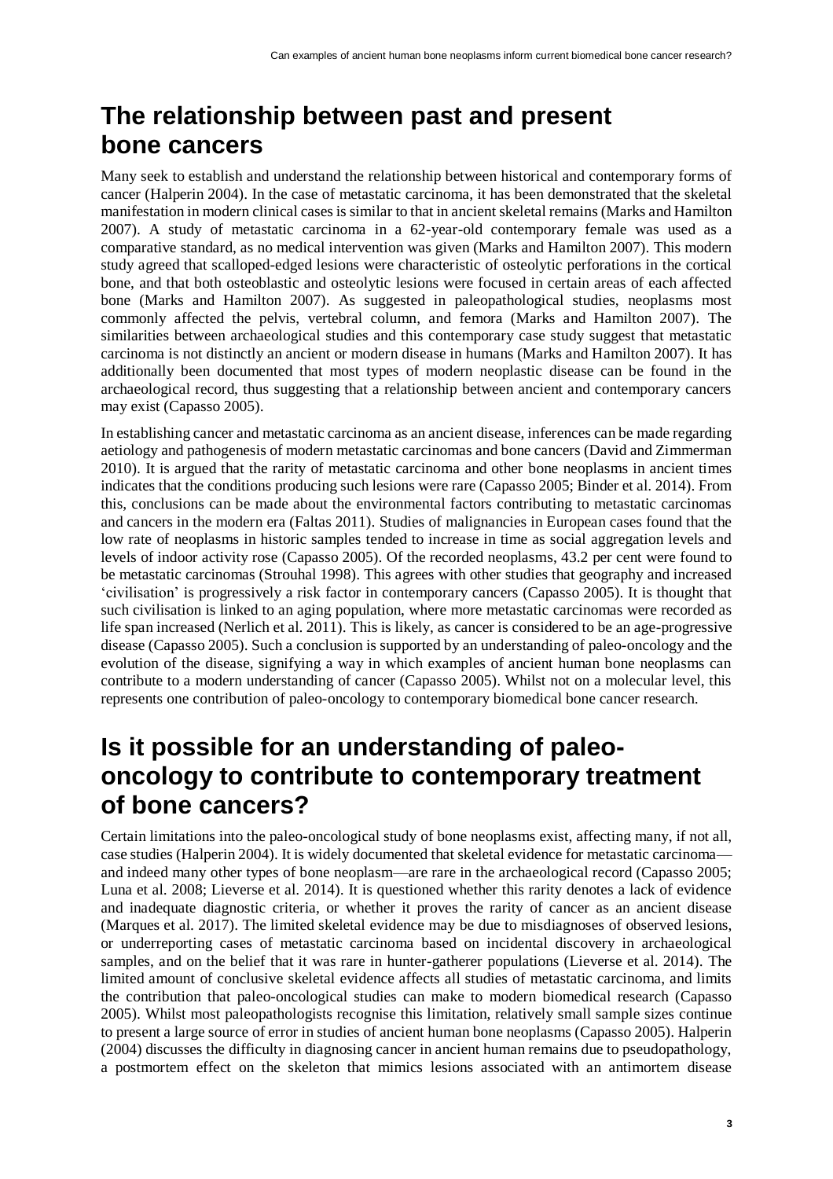## The relationship between past and present bone cancers

Many seek to establish and understand the relationship between historical and contemporary forms of cancer (Halperin 2004). In the case of metastatic carcinoma, it has been demonstrated that the skeletal manifestation in modern clinical cases is similar to that in ancient skeletal remains (Marks and Hamilton 2007). A study of metastatic carcinoma in a 62-year-old contemporary female was used as a comparative standard, as no medical intervention was given (Marks and Hamilton 2007). This modern study agreed that scalloped-edged lesions were characteristic of osteolytic perforations in the cortical bone, and that both osteoblastic and osteolytic lesions were focused in certain areas of each affected bone (Marks and Hamilton 2007). As suggested in paleopathological studies, neoplasms most commonly affected the pelvis, vertebral column, and femora (Marks and Hamilton 2007). The similarities between archaeological studies and this contemporary case study suggest that metastatic carcinoma is not distinctly an ancient or modern disease in humans (Marks and Hamilton 2007). It has additionally been documented that most types of modern neoplastic disease can be found in the archaeological record, thus suggesting that a relationship between ancient and contemporary cancers may exist (Capasso 2005).

In establishing cancer and metastatic carcinoma as an ancient disease, inferences can be made regarding aetiology and pathogenesis of modern metastatic carcinomas and bone cancers (David and Zimmerman 2010). It is argued that the rarity of metastatic carcinoma and other bone neoplasms in ancient times indicates that the conditions producing such lesions were rare (Capasso 2005; Binder et al. 2014). From this, conclusions can be made about the environmental factors contributing to metastatic carcinomas and cancers in the modern era (Faltas 2011). Studies of malignancies in European cases found that the low rate of neoplasms in historic samples tended to increase in time as social aggregation levels and levels of indoor activity rose (Capasso 2005). Of the recorded neoplasms, 43.2 per cent were found to be metastatic carcinomas (Strouhal 1998). This agrees with other studies that geography and increased 'civilisation' is progressively a risk factor in contemporary cancers (Capasso 2005). It is thought that such civilisation is linked to an aging population, where more metastatic carcinomas were recorded as life span increased (Nerlich et al. 2011). This is likely, as cancer is considered to be an age-progressive disease (Capasso 2005). Such a conclusion is supported by an understanding of paleo-oncology and the evolution of the disease, signifying a way in which examples of ancient human bone neoplasms can contribute to a modern understanding of cancer (Capasso 2005). Whilst not on a molecular level, this represents one contribution of paleo-oncology to contemporary biomedical bone cancer research.

## Is it possible for an understanding of paleo-oncology to contribute to contemporary treatment of bone cancers?

Certain limitations into the paleo-oncological study of bone neoplasms exist, affecting many, if not all, case studies (Halperin 2004). It is widely documented that skeletal evidence for metastatic carcinoma—and indeed many other types of bone neoplasm—are rare in the archaeological record (Capasso 2005; Luna et al. 2008; Lieverse et al. 2014). It is questioned whether this rarity denotes a lack of evidence and inadequate diagnostic criteria, or whether it proves the rarity of cancer as an ancient disease (Marques et al. 2017). The limited skeletal evidence may be due to misdiagnoses of observed lesions, or underreporting cases of metastatic carcinoma based on incidental discovery in archaeological samples, and on the belief that it was rare in hunter-gatherer populations (Lieverse et al. 2014). The limited amount of conclusive skeletal evidence affects all studies of metastatic carcinoma, and limits the contribution that paleo-oncological studies can make to modern biomedical research (Capasso 2005). Whilst most paleopathologists recognise this limitation, relatively small sample sizes continue to present a large source of error in studies of ancient human bone neoplasms (Capasso 2005). Halperin (2004) discusses the difficulty in diagnosing cancer in ancient human remains due to pseudopathology, a postmortem effect on the skeleton that mimics lesions associated with an antimortem disease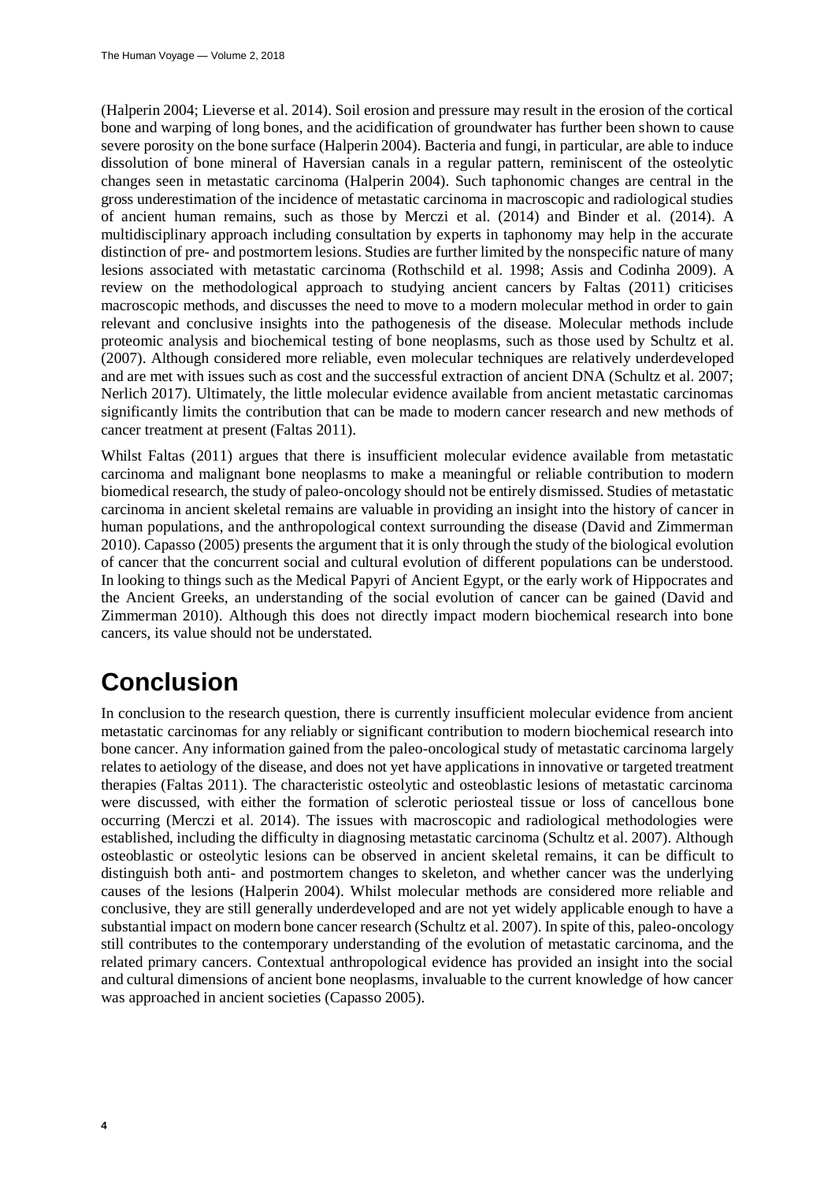(Halperin 2004; Lieverse et al. 2014). Soil erosion and pressure may result in the erosion of the cortical bone and warping of long bones, and the acidification of groundwater has further been shown to cause severe porosity on the bone surface (Halperin 2004). Bacteria and fungi, in particular, are able to induce dissolution of bone mineral of Haversian canals in a regular pattern, reminiscent of the osteolytic changes seen in metastatic carcinoma (Halperin 2004). Such taphonomic changes are central in the gross underestimation of the incidence of metastatic carcinoma in macroscopic and radiological studies of ancient human remains, such as those by Merczi et al. (2014) and Binder et al. (2014). A multidisciplinary approach including consultation by experts in taphonomy may help in the accurate distinction of pre- and postmortem lesions. Studies are further limited by the nonspecific nature of many lesions associated with metastatic carcinoma (Rothschild et al. 1998; Assis and Codinha 2009). A review on the methodological approach to studying ancient cancers by Faltas (2011) criticises macroscopic methods, and discusses the need to move to a modern molecular method in order to gain relevant and conclusive insights into the pathogenesis of the disease. Molecular methods include proteomic analysis and biochemical testing of bone neoplasms, such as those used by Schultz et al. (2007). Although considered more reliable, even molecular techniques are relatively underdeveloped and are met with issues such as cost and the successful extraction of ancient DNA (Schultz et al. 2007; Nerlich 2017). Ultimately, the little molecular evidence available from ancient metastatic carcinomas significantly limits the contribution that can be made to modern cancer research and new methods of cancer treatment at present (Faltas 2011).

Whilst Faltas (2011) argues that there is insufficient molecular evidence available from metastatic carcinoma and malignant bone neoplasms to make a meaningful or reliable contribution to modern biomedical research, the study of paleo-oncology should not be entirely dismissed. Studies of metastatic carcinoma in ancient skeletal remains are valuable in providing an insight into the history of cancer in human populations, and the anthropological context surrounding the disease (David and Zimmerman 2010). Capasso (2005) presents the argument that it is only through the study of the biological evolution of cancer that the concurrent social and cultural evolution of different populations can be understood. In looking to things such as the Medical Papyri of Ancient Egypt, or the early work of Hippocrates and the Ancient Greeks, an understanding of the social evolution of cancer can be gained (David and Zimmerman 2010). Although this does not directly impact modern biochemical research into bone cancers, its value should not be understated.

# Conclusion

In conclusion to the research question, there is currently insufficient molecular evidence from ancient metastatic carcinomas for any reliably or significant contribution to modern biochemical research into bone cancer. Any information gained from the paleo-oncological study of metastatic carcinoma largely relates to aetiology of the disease, and does not yet have applications in innovative or targeted treatment therapies (Faltas 2011). The characteristic osteolytic and osteoblastic lesions of metastatic carcinoma were discussed, with either the formation of sclerotic periosteal tissue or loss of cancellous bone occurring (Merczi et al. 2014). The issues with macroscopic and radiological methodologies were established, including the difficulty in diagnosing metastatic carcinoma (Schultz et al. 2007). Although osteoblastic or osteolytic lesions can be observed in ancient skeletal remains, it can be difficult to distinguish both anti- and postmortem changes to skeleton, and whether cancer was the underlying causes of the lesions (Halperin 2004). Whilst molecular methods are considered more reliable and conclusive, they are still generally underdeveloped and are not yet widely applicable enough to have a substantial impact on modern bone cancer research (Schultz et al. 2007). In spite of this, paleo-oncology still contributes to the contemporary understanding of the evolution of metastatic carcinoma, and the related primary cancers. Contextual anthropological evidence has provided an insight into the social and cultural dimensions of ancient bone neoplasms, invaluable to the current knowledge of how cancer was approached in ancient societies (Capasso 2005).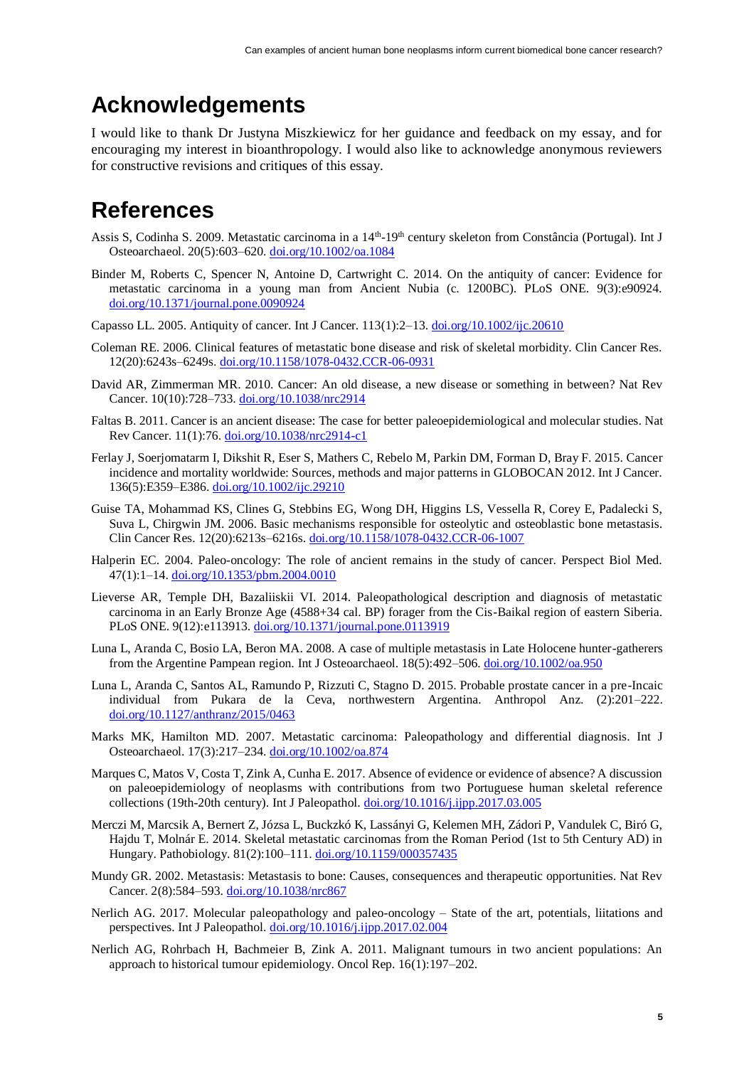## Acknowledgements

I would like to thank Dr Justyna Miszkiewicz for her guidance and feedback on my essay, and for encouraging my interest in bioanthropology. I would also like to acknowledge anonymous reviewers for constructive revisions and critiques of this essay.

## References

Assis S, Codinha S. 2009. Metastatic carcinoma in a 14th-19th century skeleton from Constância (Portugal). Int J Osteoarchaeol. 20(5):603–620. doi.org/10.1002/oa.1084

Binder M, Roberts C, Spencer N, Antoine D, Cartwright C. 2014. On the antiquity of cancer: Evidence for metastatic carcinoma in a young man from Ancient Nubia (c. 1200BC). PLoS ONE. 9(3):e90924. doi.org/10.1371/journal.pone.0090924

Capasso LL. 2005. Antiquity of cancer. Int J Cancer. 113(1):2–13. doi.org/10.1002/ijc.20610

Coleman RE. 2006. Clinical features of metastatic bone disease and risk of skeletal morbidity. Clin Cancer Res. 12(20):6243s–6249s. doi.org/10.1158/1078-0432.CCR-06-0931

David AR, Zimmerman MR. 2010. Cancer: An old disease, a new disease or something in between? Nat Rev Cancer. 10(10):728–733. doi.org/10.1038/nrc2914

Faltas B. 2011. Cancer is an ancient disease: The case for better paleoepidemiological and molecular studies. Nat Rev Cancer. 11(1):76. doi.org/10.1038/nrc2914-c1

Ferlay J, Soerjomatarm I, Dikshit R, Eser S, Mathers C, Rebelo M, Parkin DM, Forman D, Bray F. 2015. Cancer incidence and mortality worldwide: Sources, methods and major patterns in GLOBOCAN 2012. Int J Cancer. 136(5):E359–E386. doi.org/10.1002/ijc.29210

Guise TA, Mohammad KS, Clines G, Stebbins EG, Wong DH, Higgins LS, Vessella R, Corey E, Padalecki S, Suva L, Chirgwin JM. 2006. Basic mechanisms responsible for osteolytic and osteoblastic bone metastasis. Clin Cancer Res. 12(20):6213s–6216s. doi.org/10.1158/1078-0432.CCR-06-1007

Halperin EC. 2004. Paleo-oncology: The role of ancient remains in the study of cancer. Perspect Biol Med. 47(1):1–14. doi.org/10.1353/pbm.2004.0010

Lieverse AR, Temple DH, Bazaliiskii VI. 2014. Paleopathological description and diagnosis of metastatic carcinoma in an Early Bronze Age (4588+34 cal. BP) forager from the Cis-Baikal region of eastern Siberia. PLoS ONE. 9(12):e113913. doi.org/10.1371/journal.pone.0113919

Luna L, Aranda C, Bosio LA, Beron MA. 2008. A case of multiple metastasis in Late Holocene hunter-gatherers from the Argentine Pampean region. Int J Osteoarchaeol. 18(5):492–506. doi.org/10.1002/oa.950

Luna L, Aranda C, Santos AL, Ramundo P, Rizzuti C, Stagno D. 2015. Probable prostate cancer in a pre-Incaic individual from Pukara de la Ceva, northwestern Argentina. Anthropol Anz. (2):201–222. doi.org/10.1127/anthranz/2015/0463

Marks MK, Hamilton MD. 2007. Metastatic carcinoma: Paleopathology and differential diagnosis. Int J Osteoarchaeol. 17(3):217–234. doi.org/10.1002/oa.874

Marques C, Matos V, Costa T, Zink A, Cunha E. 2017. Absence of evidence or evidence of absence? A discussion on paleoepidemiology of neoplasms with contributions from two Portuguese human skeletal reference collections (19th-20th century). Int J Paleopathol. doi.org/10.1016/j.ijpp.2017.03.005

Merczi M, Marcsik A, Bernert Z, Józsa L, Buckzkó K, Lassányi G, Kelemen MH, Zádori P, Vandulek C, Biró G, Hajdu T, Molnár E. 2014. Skeletal metastatic carcinomas from the Roman Period (1st to 5th Century AD) in Hungary. Pathobiology. 81(2):100–111. doi.org/10.1159/000357435

Mundy GR. 2002. Metastasis: Metastasis to bone: Causes, consequences and therapeutic opportunities. Nat Rev Cancer. 2(8):584–593. doi.org/10.1038/nrc867

Nerlich AG. 2017. Molecular paleopathology and paleo-oncology – State of the art, potentials, liitations and perspectives. Int J Paleopathol. doi.org/10.1016/j.ijpp.2017.02.004

Nerlich AG, Rohrbach H, Bachmeier B, Zink A. 2011. Malignant tumours in two ancient populations: An approach to historical tumour epidemiology. Oncol Rep. 16(1):197–202.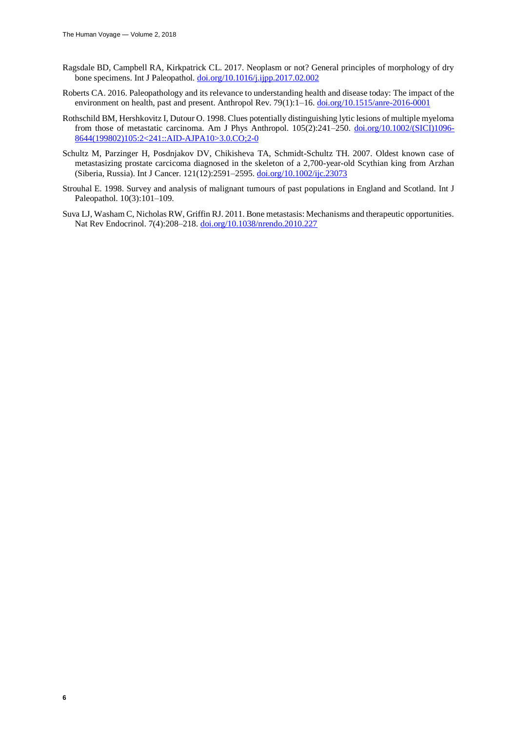Ragsdale BD, Campbell RA, Kirkpatrick CL. 2017. Neoplasm or not? General principles of morphology of dry bone specimens. Int J Paleopathol. doi.org/10.1016/j.ijpp.2017.02.002

Roberts CA. 2016. Paleopathology and its relevance to understanding health and disease today: The impact of the environment on health, past and present. Anthropol Rev. 79(1):1–16. doi.org/10.1515/anre-2016-0001

Rothschild BM, Hershkovitz I, Dutour O. 1998. Clues potentially distinguishing lytic lesions of multiple myeloma from those of metastatic carcinoma. Am J Phys Anthropol. 105(2):241–250. doi.org/10.1002/(SICI)1096-8644(199802)105:2<241::AID-AJPA10>3.0.CO;2-0

Schultz M, Parzinger H, Posdnjakov DV, Chikisheva TA, Schmidt-Schultz TH. 2007. Oldest known case of metastasizing prostate carcicoma diagnosed in the skeleton of a 2,700-year-old Scythian king from Arzhan (Siberia, Russia). Int J Cancer. 121(12):2591–2595. doi.org/10.1002/ijc.23073

Strouhal E. 1998. Survey and analysis of malignant tumours of past populations in England and Scotland. Int J Paleopathol. 10(3):101–109.

Suva LJ, Washam C, Nicholas RW, Griffin RJ. 2011. Bone metastasis: Mechanisms and therapeutic opportunities. Nat Rev Endocrinol. 7(4):208–218. doi.org/10.1038/nrendo.2010.227